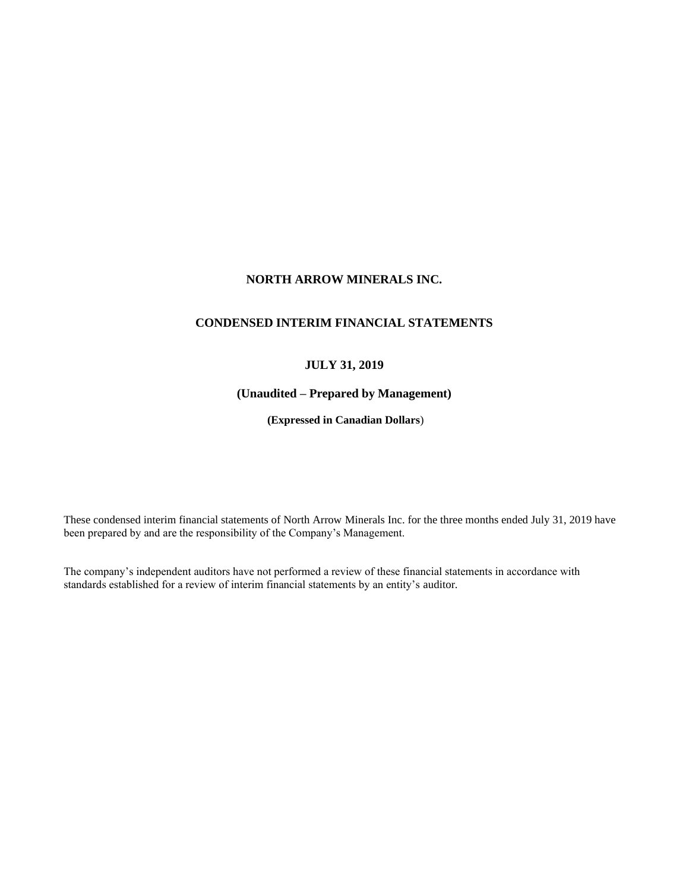# NORTH ARROW MINERALS INC.

## CONDENSED INTERIM FINANCIAL STATEMENTS

### JULY 31, 2019

### (Unaudited – Prepared by Management)

**(Expressed in Canadian Dollars)**

These condensed interim financial statements of North Arrow Minerals Inc. for the three months ended July 31, 2019 have been prepared by and are the responsibility of the Company's Management.

The company's independent auditors have not performed a review of these financial statements in accordance with standards established for a review of interim financial statements by an entity's auditor.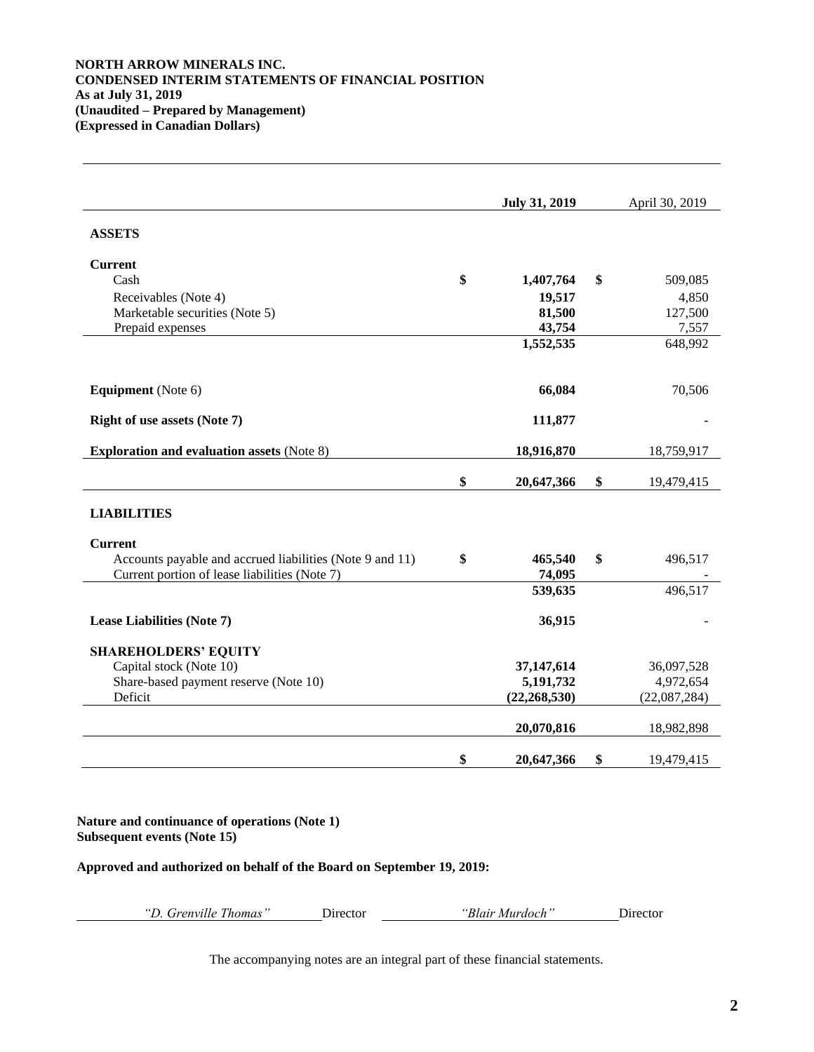**NORTH ARROW MINERALS INC.**
**CONDENSED INTERIM STATEMENTS OF FINANCIAL POSITION**
**As at July 31, 2019**
**(Unaudited – Prepared by Management)**
**(Expressed in Canadian Dollars)**

| | **July 31, 2019** | April 30, 2019 |
|---|---|---|
| **ASSETS** | | |
| **Current** | | |
| Cash | $ **1,407,764** | $ 509,085 |
| Receivables (Note 4) | **19,517** | 4,850 |
| Marketable securities (Note 5) | **81,500** | 127,500 |
| Prepaid expenses | **43,754** | 7,557 |
| | **1,552,535** | 648,992 |
| **Equipment** (Note 6) | **66,084** | 70,506 |
| **Right of use assets (Note 7)** | **111,877** | - |
| **Exploration and evaluation assets** (Note 8) | **18,916,870** | 18,759,917 |
| | $ **20,647,366** | $ 19,479,415 |
| **LIABILITIES** | | |
| **Current** | | |
| Accounts payable and accrued liabilities (Note 9 and 11) | $ **465,540** | $ 496,517 |
| Current portion of lease liabilities (Note 7) | **74,095** | - |
| | **539,635** | 496,517 |
| **Lease Liabilities (Note 7)** | **36,915** | - |
| **SHAREHOLDERS' EQUITY** | | |
| Capital stock (Note 10) | **37,147,614** | 36,097,528 |
| Share-based payment reserve (Note 10) | **5,191,732** | 4,972,654 |
| Deficit | **(22,268,530)** | (22,087,284) |
| | **20,070,816** | 18,982,898 |
| | $ **20,647,366** | $ 19,479,415 |

**Nature and continuance of operations (Note 1)**
**Subsequent events (Note 15)**

**Approved and authorized on behalf of the Board on September 19, 2019:**

*"D. Grenville Thomas"* Director *"Blair Murdoch"* Director

The accompanying notes are an integral part of these financial statements.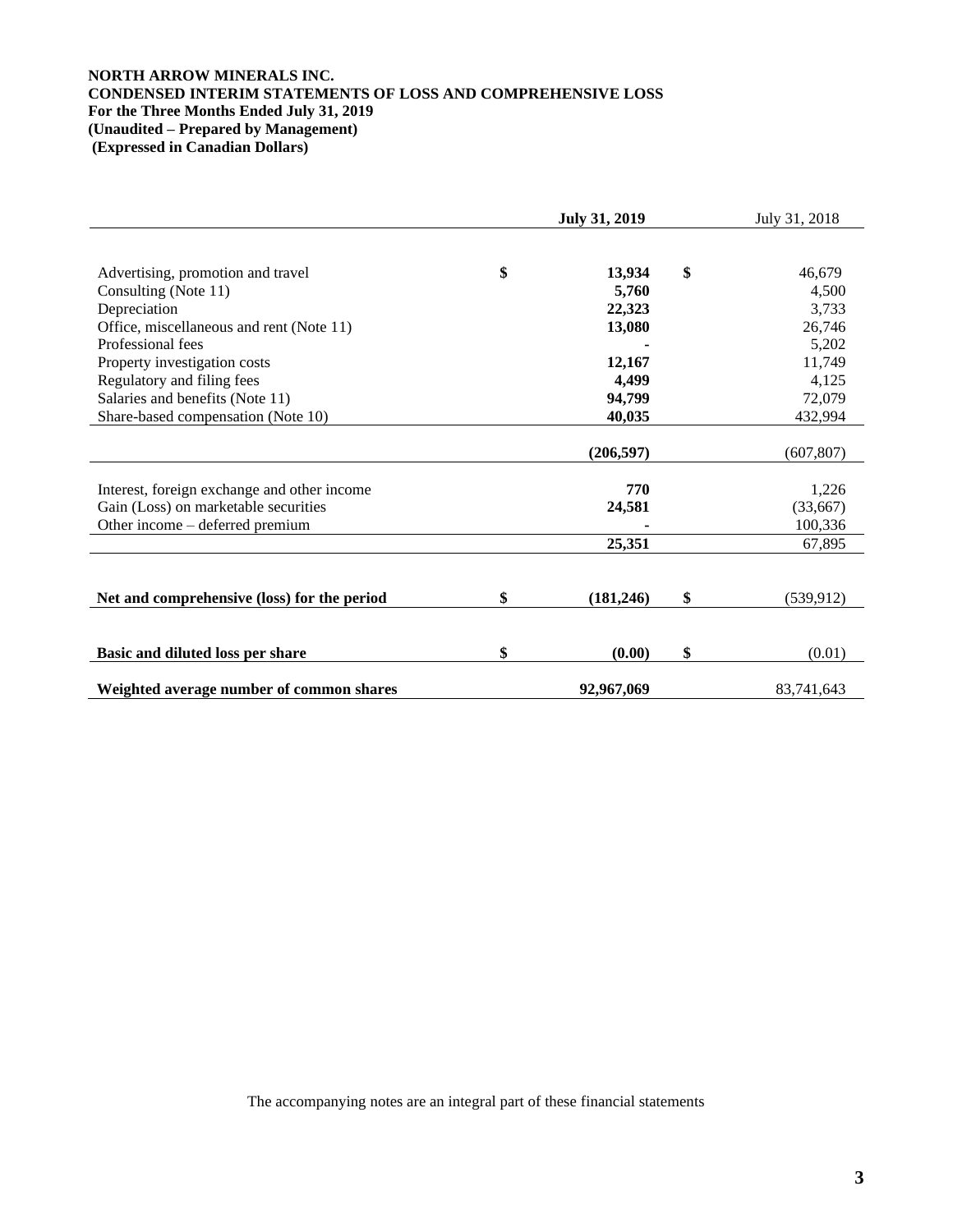**NORTH ARROW MINERALS INC.**
**CONDENSED INTERIM STATEMENTS OF LOSS AND COMPREHENSIVE LOSS**
**For the Three Months Ended July 31, 2019**
**(Unaudited – Prepared by Management)**
**(Expressed in Canadian Dollars)**

| | **July 31, 2019** | July 31, 2018 |
|---|---|---|
| Advertising, promotion and travel | **$ 13,934** | $ 46,679 |
| Consulting (Note 11) | **5,760** | 4,500 |
| Depreciation | **22,323** | 3,733 |
| Office, miscellaneous and rent (Note 11) | **13,080** | 26,746 |
| Professional fees | **-** | 5,202 |
| Property investigation costs | **12,167** | 11,749 |
| Regulatory and filing fees | **4,499** | 4,125 |
| Salaries and benefits (Note 11) | **94,799** | 72,079 |
| Share-based compensation (Note 10) | **40,035** | 432,994 |
| | **(206,597)** | (607,807) |
| Interest, foreign exchange and other income | **770** | 1,226 |
| Gain (Loss) on marketable securities | **24,581** | (33,667) |
| Other income – deferred premium | **-** | 100,336 |
| | **25,351** | 67,895 |
| **Net and comprehensive (loss) for the period** | **$ (181,246)** | $ (539,912) |
| **Basic and diluted loss per share** | **$ (0.00)** | $ (0.01) |
| **Weighted average number of common shares** | **92,967,069** | 83,741,643 |

The accompanying notes are an integral part of these financial statements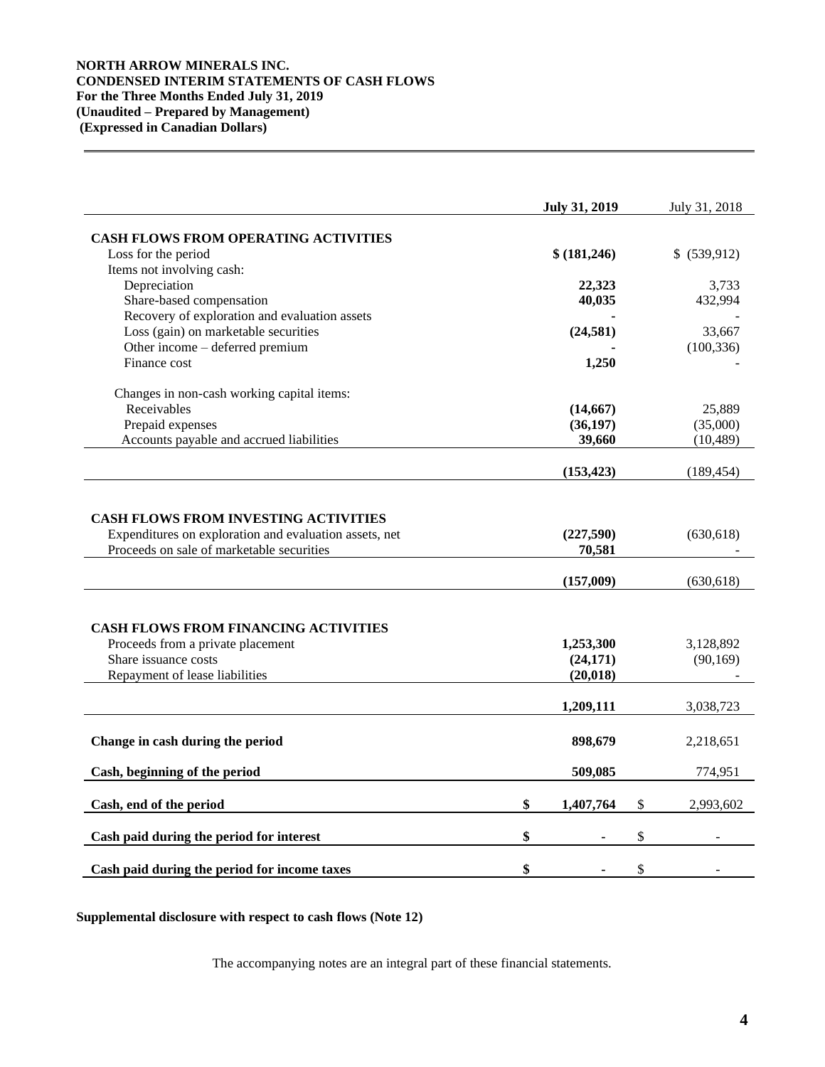**NORTH ARROW MINERALS INC.**
**CONDENSED INTERIM STATEMENTS OF CASH FLOWS**
**For the Three Months Ended July 31, 2019**
**(Unaudited – Prepared by Management)**
**(Expressed in Canadian Dollars)**

| | **July 31, 2019** | July 31, 2018 |
|---|---|---|
| **CASH FLOWS FROM OPERATING ACTIVITIES** | | |
| Loss for the period | **$ (181,246)** | $ (539,912) |
| Items not involving cash: | | |
| Depreciation | **22,323** | 3,733 |
| Share-based compensation | **40,035** | 432,994 |
| Recovery of exploration and evaluation assets | **-** | - |
| Loss (gain) on marketable securities | **(24,581)** | 33,667 |
| Other income – deferred premium | **-** | (100,336) |
| Finance cost | **1,250** | - |
| Changes in non-cash working capital items: | | |
| Receivables | **(14,667)** | 25,889 |
| Prepaid expenses | **(36,197)** | (35,000) |
| Accounts payable and accrued liabilities | **39,660** | (10,489) |
| | **(153,423)** | (189,454) |
| **CASH FLOWS FROM INVESTING ACTIVITIES** | | |
| Expenditures on exploration and evaluation assets, net | **(227,590)** | (630,618) |
| Proceeds on sale of marketable securities | **70,581** | - |
| | **(157,009)** | (630,618) |
| **CASH FLOWS FROM FINANCING ACTIVITIES** | | |
| Proceeds from a private placement | **1,253,300** | 3,128,892 |
| Share issuance costs | **(24,171)** | (90,169) |
| Repayment of lease liabilities | **(20,018)** | - |
| | **1,209,111** | 3,038,723 |
| **Change in cash during the period** | **898,679** | 2,218,651 |
| **Cash, beginning of the period** | **509,085** | 774,951 |
| **Cash, end of the period** | **$ 1,407,764** | $ 2,993,602 |
| **Cash paid during the period for interest** | **$ -** | $ - |
| **Cash paid during the period for income taxes** | **$ -** | $ - |

**Supplemental disclosure with respect to cash flows (Note 12)**

The accompanying notes are an integral part of these financial statements.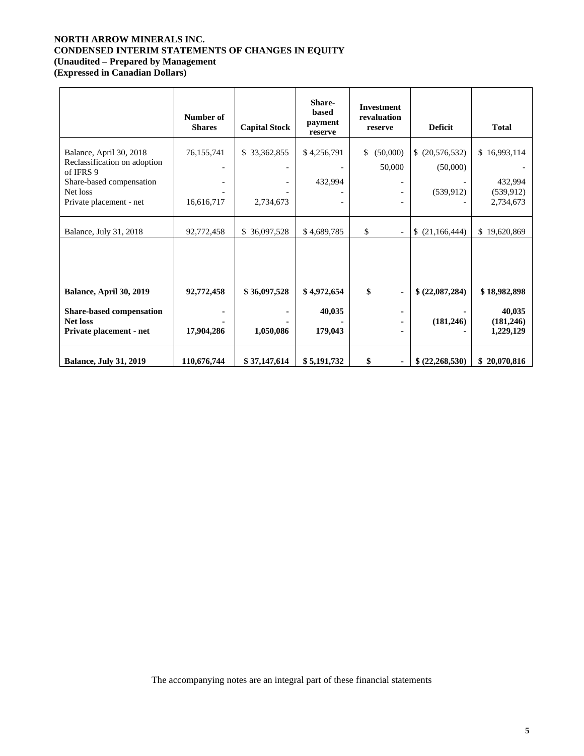**NORTH ARROW MINERALS INC.**
**CONDENSED INTERIM STATEMENTS OF CHANGES IN EQUITY**
**(Unaudited – Prepared by Management**
**(Expressed in Canadian Dollars)**

| | Number of Shares | Capital Stock | Share-based payment reserve | Investment revaluation reserve | Deficit | Total |
|---|---|---|---|---|---|---|
| Balance, April 30, 2018 | 76,155,741 | $ 33,362,855 | $ 4,256,791 | $ (50,000) | $ (20,576,532) | $ 16,993,114 |
| Reclassification on adoption of IFRS 9 | - | - | - | 50,000 | (50,000) | - |
| Share-based compensation | - | - | 432,994 | - | - | 432,994 |
| Net loss | - | - | - | - | (539,912) | (539,912) |
| Private placement - net | 16,616,717 | 2,734,673 | - | - | - | 2,734,673 |
| Balance, July 31, 2018 | 92,772,458 | $ 36,097,528 | $ 4,689,785 | $ - | $ (21,166,444) | $ 19,620,869 |
| | | | | | | |
| **Balance, April 30, 2019** | **92,772,458** | **$ 36,097,528** | **$ 4,972,654** | **$ -** | **$ (22,087,284)** | **$ 18,982,898** |
| **Share-based compensation** | **-** | **-** | **40,035** | **-** | **-** | **40,035** |
| **Net loss** | **-** | **-** | **-** | **-** | **(181,246)** | **(181,246)** |
| **Private placement - net** | **17,904,286** | **1,050,086** | **179,043** | **-** | **-** | **1,229,129** |
| **Balance, July 31, 2019** | **110,676,744** | **$ 37,147,614** | **$ 5,191,732** | **$ -** | **$ (22,268,530)** | **$ 20,070,816** |

The accompanying notes are an integral part of these financial statements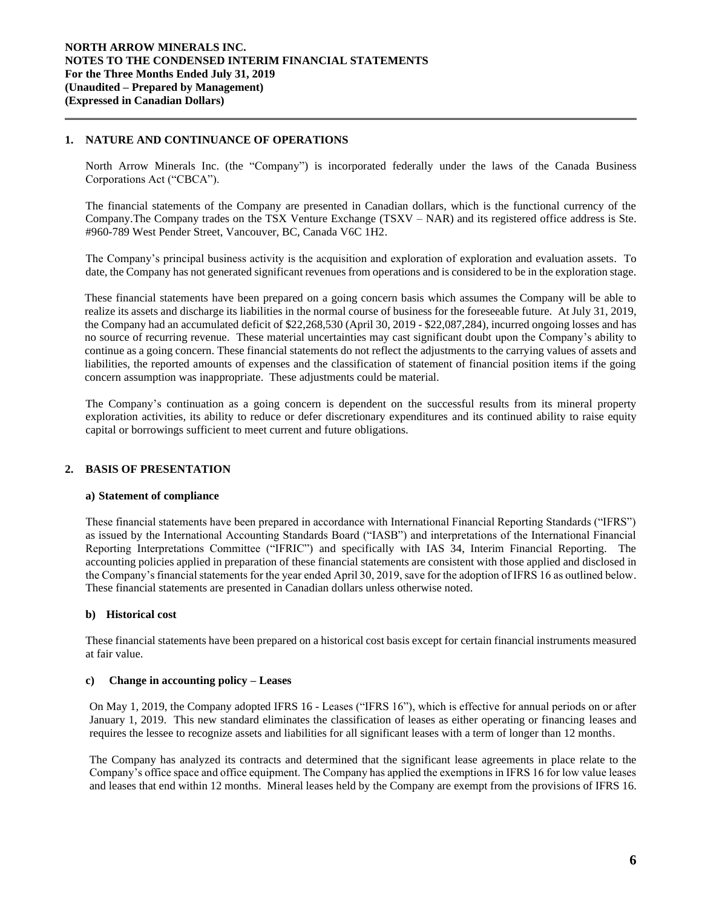## 1. NATURE AND CONTINUANCE OF OPERATIONS

North Arrow Minerals Inc. (the "Company") is incorporated federally under the laws of the Canada Business Corporations Act ("CBCA").

The financial statements of the Company are presented in Canadian dollars, which is the functional currency of the Company.The Company trades on the TSX Venture Exchange (TSXV – NAR) and its registered office address is Ste. #960-789 West Pender Street, Vancouver, BC, Canada V6C 1H2.

The Company's principal business activity is the acquisition and exploration of exploration and evaluation assets. To date, the Company has not generated significant revenues from operations and is considered to be in the exploration stage.

These financial statements have been prepared on a going concern basis which assumes the Company will be able to realize its assets and discharge its liabilities in the normal course of business for the foreseeable future. At July 31, 2019, the Company had an accumulated deficit of $22,268,530 (April 30, 2019 - $22,087,284), incurred ongoing losses and has no source of recurring revenue. These material uncertainties may cast significant doubt upon the Company's ability to continue as a going concern. These financial statements do not reflect the adjustments to the carrying values of assets and liabilities, the reported amounts of expenses and the classification of statement of financial position items if the going concern assumption was inappropriate. These adjustments could be material.

The Company's continuation as a going concern is dependent on the successful results from its mineral property exploration activities, its ability to reduce or defer discretionary expenditures and its continued ability to raise equity capital or borrowings sufficient to meet current and future obligations.

## 2. BASIS OF PRESENTATION

### a) Statement of compliance

These financial statements have been prepared in accordance with International Financial Reporting Standards ("IFRS") as issued by the International Accounting Standards Board ("IASB") and interpretations of the International Financial Reporting Interpretations Committee ("IFRIC") and specifically with IAS 34, Interim Financial Reporting. The accounting policies applied in preparation of these financial statements are consistent with those applied and disclosed in the Company's financial statements for the year ended April 30, 2019, save for the adoption of IFRS 16 as outlined below. These financial statements are presented in Canadian dollars unless otherwise noted.

### b) Historical cost

These financial statements have been prepared on a historical cost basis except for certain financial instruments measured at fair value.

### c) Change in accounting policy – Leases

On May 1, 2019, the Company adopted IFRS 16 - Leases ("IFRS 16"), which is effective for annual periods on or after January 1, 2019. This new standard eliminates the classification of leases as either operating or financing leases and requires the lessee to recognize assets and liabilities for all significant leases with a term of longer than 12 months.

The Company has analyzed its contracts and determined that the significant lease agreements in place relate to the Company's office space and office equipment. The Company has applied the exemptions in IFRS 16 for low value leases and leases that end within 12 months. Mineral leases held by the Company are exempt from the provisions of IFRS 16.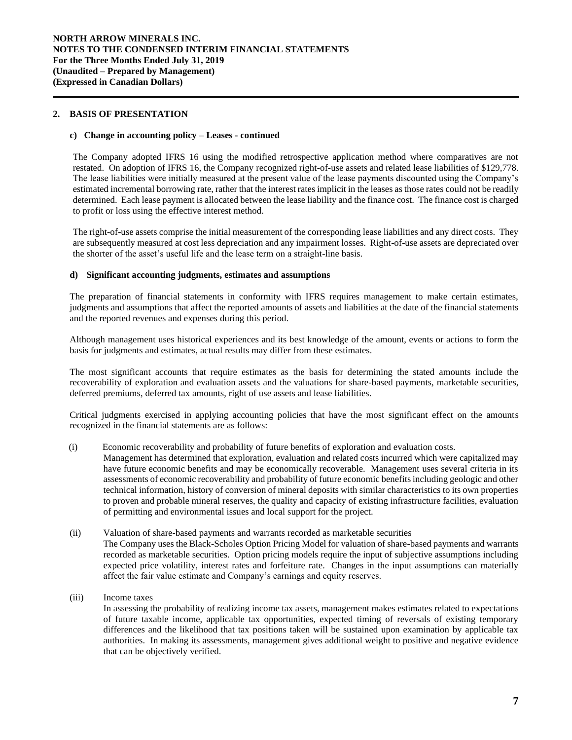## 2. BASIS OF PRESENTATION

### c) Change in accounting policy – Leases - continued

The Company adopted IFRS 16 using the modified retrospective application method where comparatives are not restated. On adoption of IFRS 16, the Company recognized right-of-use assets and related lease liabilities of $129,778. The lease liabilities were initially measured at the present value of the lease payments discounted using the Company's estimated incremental borrowing rate, rather that the interest rates implicit in the leases as those rates could not be readily determined. Each lease payment is allocated between the lease liability and the finance cost. The finance cost is charged to profit or loss using the effective interest method.

The right-of-use assets comprise the initial measurement of the corresponding lease liabilities and any direct costs. They are subsequently measured at cost less depreciation and any impairment losses. Right-of-use assets are depreciated over the shorter of the asset's useful life and the lease term on a straight-line basis.

### d) Significant accounting judgments, estimates and assumptions

The preparation of financial statements in conformity with IFRS requires management to make certain estimates, judgments and assumptions that affect the reported amounts of assets and liabilities at the date of the financial statements and the reported revenues and expenses during this period.

Although management uses historical experiences and its best knowledge of the amount, events or actions to form the basis for judgments and estimates, actual results may differ from these estimates.

The most significant accounts that require estimates as the basis for determining the stated amounts include the recoverability of exploration and evaluation assets and the valuations for share-based payments, marketable securities, deferred premiums, deferred tax amounts, right of use assets and lease liabilities.

Critical judgments exercised in applying accounting policies that have the most significant effect on the amounts recognized in the financial statements are as follows:

(i) Economic recoverability and probability of future benefits of exploration and evaluation costs.
Management has determined that exploration, evaluation and related costs incurred which were capitalized may have future economic benefits and may be economically recoverable. Management uses several criteria in its assessments of economic recoverability and probability of future economic benefits including geologic and other technical information, history of conversion of mineral deposits with similar characteristics to its own properties to proven and probable mineral reserves, the quality and capacity of existing infrastructure facilities, evaluation of permitting and environmental issues and local support for the project.

(ii) Valuation of share-based payments and warrants recorded as marketable securities
The Company uses the Black-Scholes Option Pricing Model for valuation of share-based payments and warrants recorded as marketable securities. Option pricing models require the input of subjective assumptions including expected price volatility, interest rates and forfeiture rate. Changes in the input assumptions can materially affect the fair value estimate and Company's earnings and equity reserves.

(iii) Income taxes
In assessing the probability of realizing income tax assets, management makes estimates related to expectations of future taxable income, applicable tax opportunities, expected timing of reversals of existing temporary differences and the likelihood that tax positions taken will be sustained upon examination by applicable tax authorities. In making its assessments, management gives additional weight to positive and negative evidence that can be objectively verified.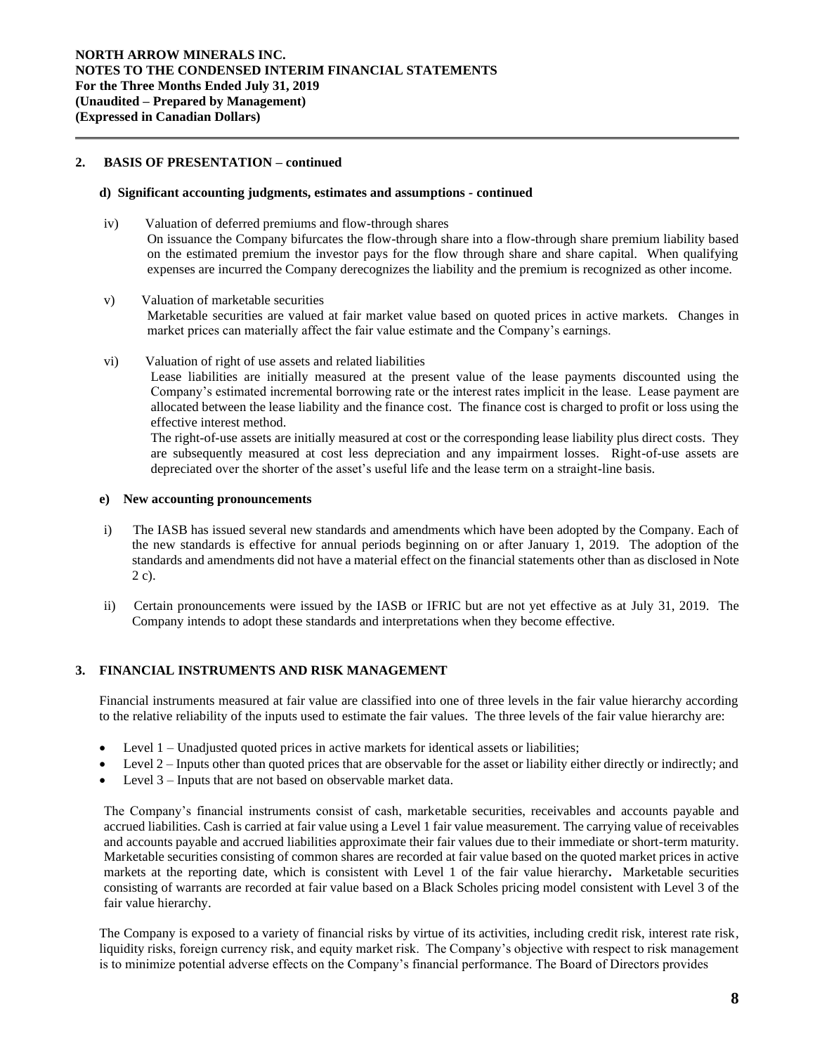## 2. BASIS OF PRESENTATION – continued

### d) Significant accounting judgments, estimates and assumptions - continued

iv) Valuation of deferred premiums and flow-through shares
On issuance the Company bifurcates the flow-through share into a flow-through share premium liability based on the estimated premium the investor pays for the flow through share and share capital. When qualifying expenses are incurred the Company derecognizes the liability and the premium is recognized as other income.

v) Valuation of marketable securities
Marketable securities are valued at fair market value based on quoted prices in active markets. Changes in market prices can materially affect the fair value estimate and the Company's earnings.

vi) Valuation of right of use assets and related liabilities
Lease liabilities are initially measured at the present value of the lease payments discounted using the Company's estimated incremental borrowing rate or the interest rates implicit in the lease. Lease payment are allocated between the lease liability and the finance cost. The finance cost is charged to profit or loss using the effective interest method.
The right-of-use assets are initially measured at cost or the corresponding lease liability plus direct costs. They are subsequently measured at cost less depreciation and any impairment losses. Right-of-use assets are depreciated over the shorter of the asset's useful life and the lease term on a straight-line basis.

### e) New accounting pronouncements

i) The IASB has issued several new standards and amendments which have been adopted by the Company. Each of the new standards is effective for annual periods beginning on or after January 1, 2019. The adoption of the standards and amendments did not have a material effect on the financial statements other than as disclosed in Note 2 c).

ii) Certain pronouncements were issued by the IASB or IFRIC but are not yet effective as at July 31, 2019. The Company intends to adopt these standards and interpretations when they become effective.

## 3. FINANCIAL INSTRUMENTS AND RISK MANAGEMENT

Financial instruments measured at fair value are classified into one of three levels in the fair value hierarchy according to the relative reliability of the inputs used to estimate the fair values. The three levels of the fair value hierarchy are:

- Level 1 – Unadjusted quoted prices in active markets for identical assets or liabilities;
- Level 2 – Inputs other than quoted prices that are observable for the asset or liability either directly or indirectly; and
- Level 3 – Inputs that are not based on observable market data.

The Company's financial instruments consist of cash, marketable securities, receivables and accounts payable and accrued liabilities. Cash is carried at fair value using a Level 1 fair value measurement. The carrying value of receivables and accounts payable and accrued liabilities approximate their fair values due to their immediate or short-term maturity. Marketable securities consisting of common shares are recorded at fair value based on the quoted market prices in active markets at the reporting date, which is consistent with Level 1 of the fair value hierarchy**.** Marketable securities consisting of warrants are recorded at fair value based on a Black Scholes pricing model consistent with Level 3 of the fair value hierarchy.

The Company is exposed to a variety of financial risks by virtue of its activities, including credit risk, interest rate risk, liquidity risks, foreign currency risk, and equity market risk. The Company's objective with respect to risk management is to minimize potential adverse effects on the Company's financial performance. The Board of Directors provides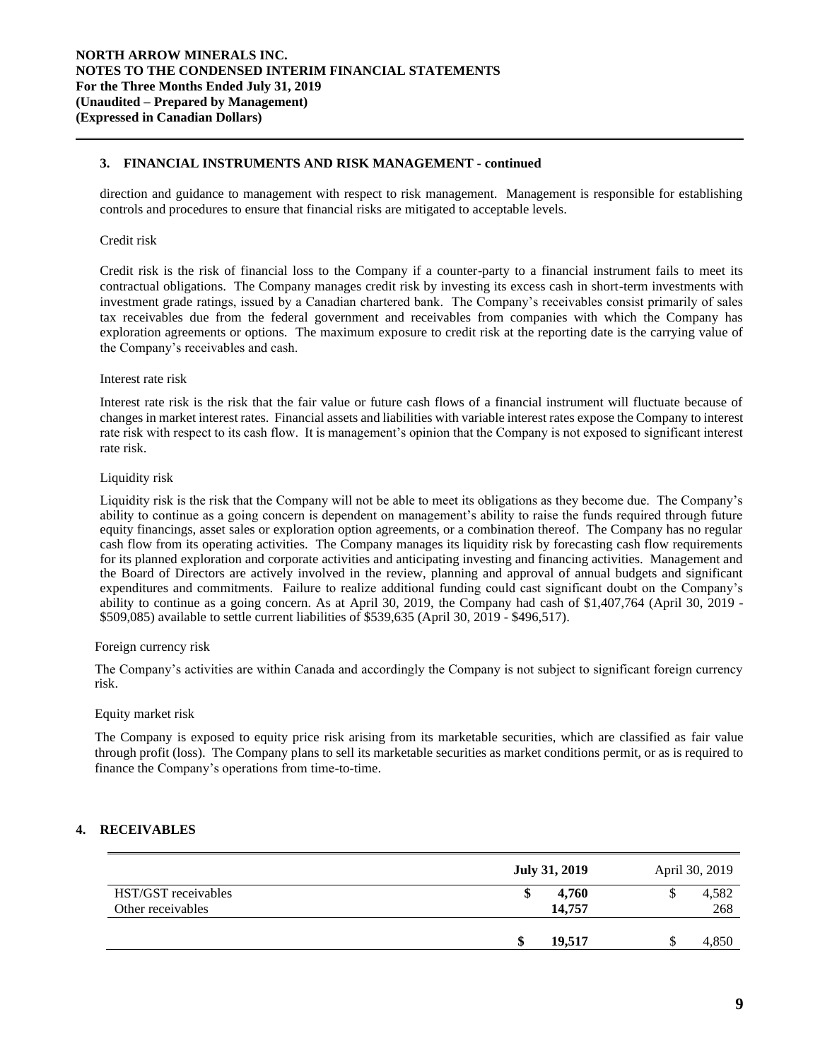## 3. FINANCIAL INSTRUMENTS AND RISK MANAGEMENT - continued

direction and guidance to management with respect to risk management. Management is responsible for establishing controls and procedures to ensure that financial risks are mitigated to acceptable levels.

Credit risk

Credit risk is the risk of financial loss to the Company if a counter-party to a financial instrument fails to meet its contractual obligations. The Company manages credit risk by investing its excess cash in short-term investments with investment grade ratings, issued by a Canadian chartered bank. The Company's receivables consist primarily of sales tax receivables due from the federal government and receivables from companies with which the Company has exploration agreements or options. The maximum exposure to credit risk at the reporting date is the carrying value of the Company's receivables and cash.

Interest rate risk

Interest rate risk is the risk that the fair value or future cash flows of a financial instrument will fluctuate because of changes in market interest rates. Financial assets and liabilities with variable interest rates expose the Company to interest rate risk with respect to its cash flow. It is management's opinion that the Company is not exposed to significant interest rate risk.

Liquidity risk

Liquidity risk is the risk that the Company will not be able to meet its obligations as they become due. The Company's ability to continue as a going concern is dependent on management's ability to raise the funds required through future equity financings, asset sales or exploration option agreements, or a combination thereof. The Company has no regular cash flow from its operating activities. The Company manages its liquidity risk by forecasting cash flow requirements for its planned exploration and corporate activities and anticipating investing and financing activities. Management and the Board of Directors are actively involved in the review, planning and approval of annual budgets and significant expenditures and commitments. Failure to realize additional funding could cast significant doubt on the Company's ability to continue as a going concern. As at April 30, 2019, the Company had cash of $1,407,764 (April 30, 2019 - $509,085) available to settle current liabilities of $539,635 (April 30, 2019 - $496,517).

Foreign currency risk

The Company's activities are within Canada and accordingly the Company is not subject to significant foreign currency risk.

Equity market risk

The Company is exposed to equity price risk arising from its marketable securities, which are classified as fair value through profit (loss). The Company plans to sell its marketable securities as market conditions permit, or as is required to finance the Company's operations from time-to-time.

## 4. RECEIVABLES

| | **July 31, 2019** | April 30, 2019 |
|---|---|---|
| HST/GST receivables | **$ 4,760** | $ 4,582 |
| Other receivables | **14,757** | 268 |
| | **$ 19,517** | $ 4,850 |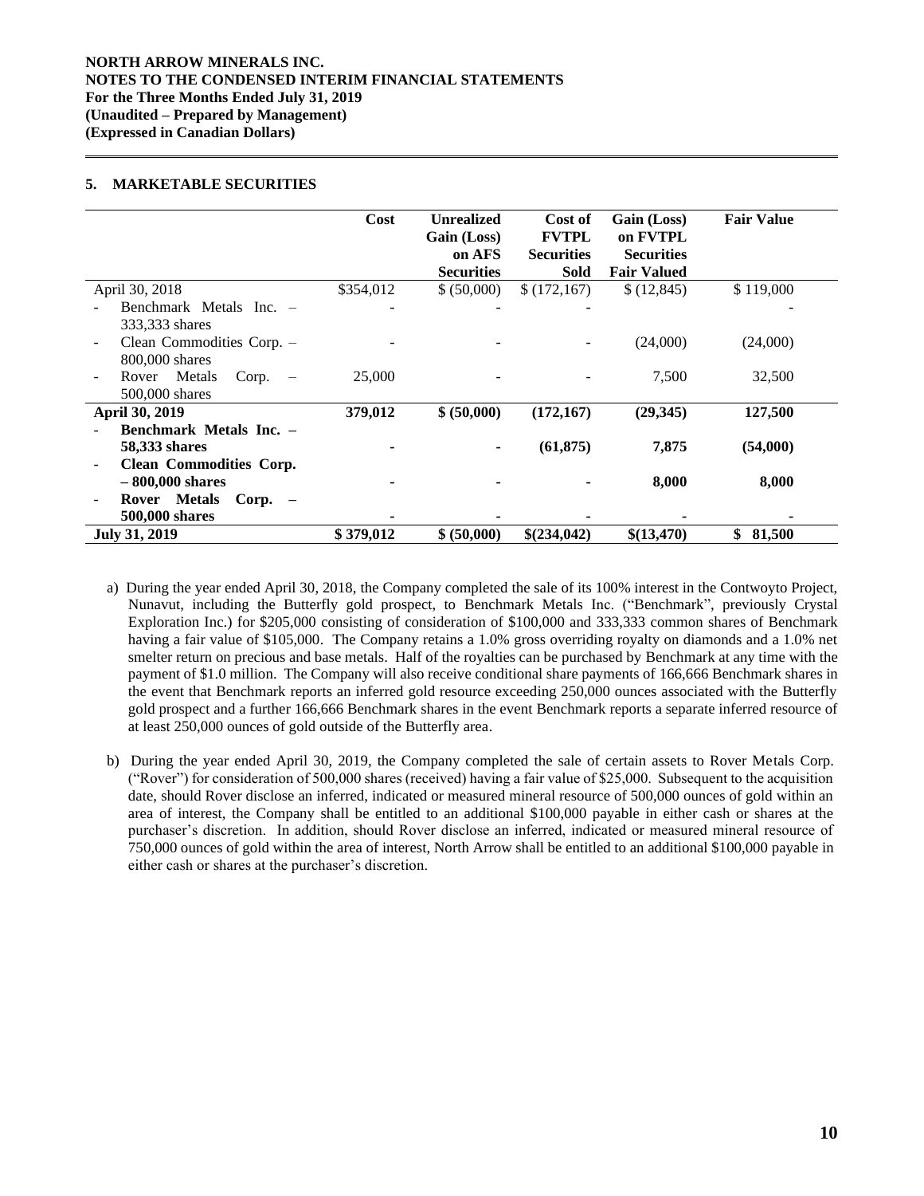## 5. MARKETABLE SECURITIES

| | Cost | Unrealized Gain (Loss) on AFS Securities | Cost of FVTPL Securities Sold | Gain (Loss) on FVTPL Securities Fair Valued | Fair Value |
|---|---|---|---|---|---|
| April 30, 2018 | $354,012 | $ (50,000) | $ (172,167) | $ (12,845) | $ 119,000 |
| - Benchmark Metals Inc. – 333,333 shares | - | - | - | - | - |
| - Clean Commodities Corp. – 800,000 shares | - | - | - | (24,000) | (24,000) |
| - Rover Metals Corp. – 500,000 shares | 25,000 | - | - | 7,500 | 32,500 |
| **April 30, 2019** | **379,012** | **$ (50,000)** | **(172,167)** | **(29,345)** | **127,500** |
| - **Benchmark Metals Inc. – 58,333 shares** | **-** | **-** | **(61,875)** | **7,875** | **(54,000)** |
| - **Clean Commodities Corp. – 800,000 shares** | **-** | **-** | **-** | **8,000** | **8,000** |
| - **Rover Metals Corp. – 500,000 shares** | **-** | **-** | **-** | **-** | **-** |
| **July 31, 2019** | **$ 379,012** | **$ (50,000)** | **$(234,042)** | **$(13,470)** | **$ 81,500** |

a) During the year ended April 30, 2018, the Company completed the sale of its 100% interest in the Contwoyto Project, Nunavut, including the Butterfly gold prospect, to Benchmark Metals Inc. ("Benchmark", previously Crystal Exploration Inc.) for $205,000 consisting of consideration of $100,000 and 333,333 common shares of Benchmark having a fair value of $105,000. The Company retains a 1.0% gross overriding royalty on diamonds and a 1.0% net smelter return on precious and base metals. Half of the royalties can be purchased by Benchmark at any time with the payment of $1.0 million. The Company will also receive conditional share payments of 166,666 Benchmark shares in the event that Benchmark reports an inferred gold resource exceeding 250,000 ounces associated with the Butterfly gold prospect and a further 166,666 Benchmark shares in the event Benchmark reports a separate inferred resource of at least 250,000 ounces of gold outside of the Butterfly area.

b) During the year ended April 30, 2019, the Company completed the sale of certain assets to Rover Metals Corp. ("Rover") for consideration of 500,000 shares (received) having a fair value of $25,000. Subsequent to the acquisition date, should Rover disclose an inferred, indicated or measured mineral resource of 500,000 ounces of gold within an area of interest, the Company shall be entitled to an additional $100,000 payable in either cash or shares at the purchaser's discretion. In addition, should Rover disclose an inferred, indicated or measured mineral resource of 750,000 ounces of gold within the area of interest, North Arrow shall be entitled to an additional $100,000 payable in either cash or shares at the purchaser's discretion.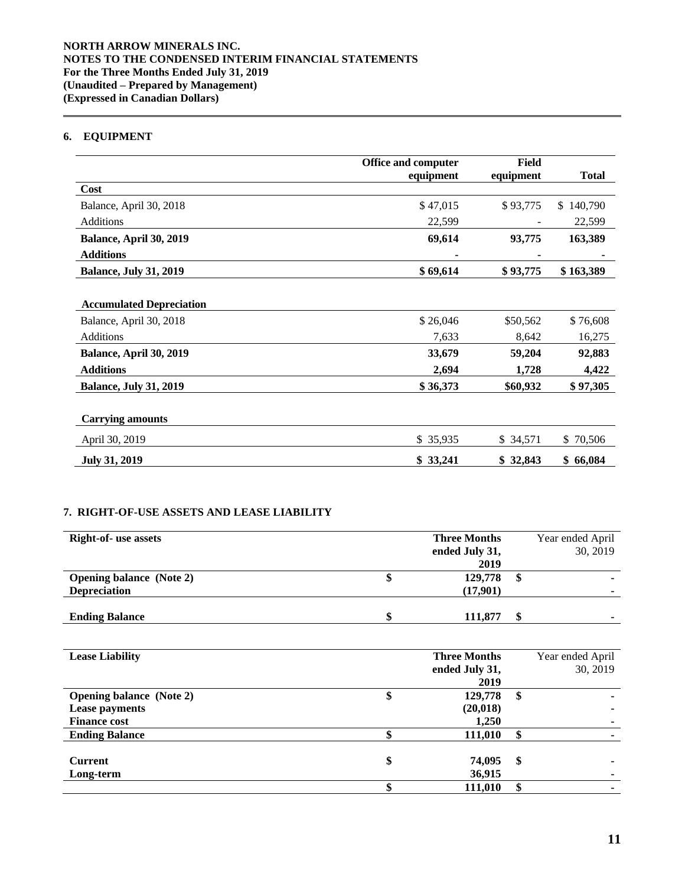**NORTH ARROW MINERALS INC.**
**NOTES TO THE CONDENSED INTERIM FINANCIAL STATEMENTS**
**For the Three Months Ended July 31, 2019**
**(Unaudited – Prepared by Management)**
**(Expressed in Canadian Dollars)**

## 6. EQUIPMENT

| | Office and computer equipment | Field equipment | Total |
|---|---|---|---|
| **Cost** | | | |
| Balance, April 30, 2018 | $ 47,015 | $ 93,775 | $ 140,790 |
| Additions | 22,599 | - | 22,599 |
| **Balance, April 30, 2019** | **69,614** | **93,775** | **163,389** |
| **Additions** | **-** | **-** | **-** |
| **Balance, July 31, 2019** | **$ 69,614** | **$ 93,775** | **$ 163,389** |
| | | | |
| **Accumulated Depreciation** | | | |
| Balance, April 30, 2018 | $ 26,046 | $50,562 | $ 76,608 |
| Additions | 7,633 | 8,642 | 16,275 |
| **Balance, April 30, 2019** | **33,679** | **59,204** | **92,883** |
| **Additions** | **2,694** | **1,728** | **4,422** |
| **Balance, July 31, 2019** | **$ 36,373** | **$60,932** | **$ 97,305** |
| | | | |
| **Carrying amounts** | | | |
| April 30, 2019 | $ 35,935 | $ 34,571 | $ 70,506 |
| **July 31, 2019** | **$ 33,241** | **$ 32,843** | **$ 66,084** |

## 7. RIGHT-OF-USE ASSETS AND LEASE LIABILITY

| **Right-of- use assets** | **Three Months ended July 31, 2019** | Year ended April 30, 2019 |
|---|---|---|
| **Opening balance (Note 2)** | **$ 129,778** | **$ -** |
| **Depreciation** | **(17,901)** | **-** |
| **Ending Balance** | **$ 111,877** | **$ -** |

| **Lease Liability** | **Three Months ended July 31, 2019** | Year ended April 30, 2019 |
|---|---|---|
| **Opening balance (Note 2)** | **$ 129,778** | **$ -** |
| **Lease payments** | **(20,018)** | **-** |
| **Finance cost** | **1,250** | **-** |
| **Ending Balance** | **$ 111,010** | **$ -** |
| | | |
| **Current** | **$ 74,095** | **$ -** |
| **Long-term** | **36,915** | **-** |
| | **$ 111,010** | **$ -** |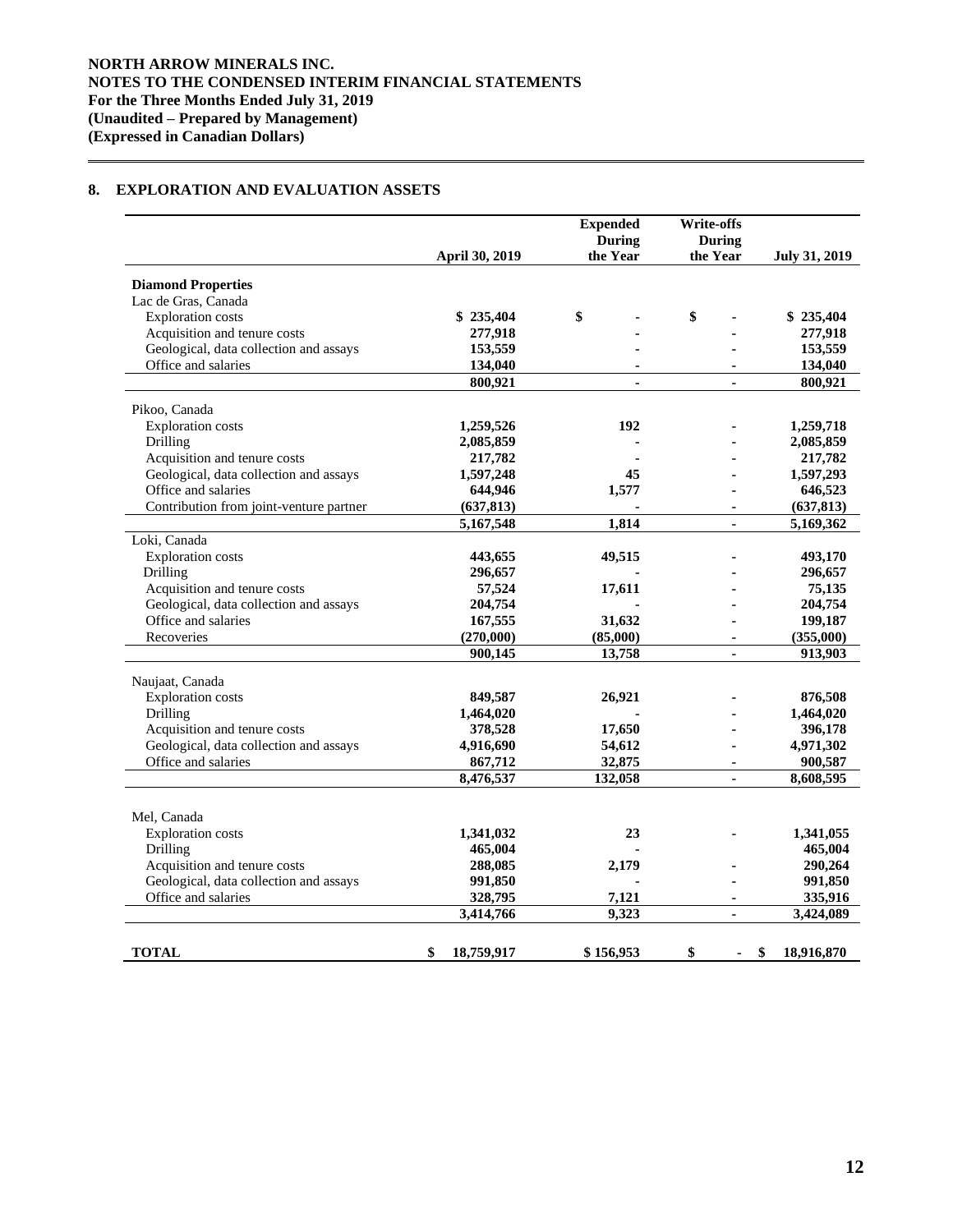**NORTH ARROW MINERALS INC.**
**NOTES TO THE CONDENSED INTERIM FINANCIAL STATEMENTS**
**For the Three Months Ended July 31, 2019**
**(Unaudited – Prepared by Management)**
**(Expressed in Canadian Dollars)**

## 8. EXPLORATION AND EVALUATION ASSETS

| | April 30, 2019 | Expended During the Year | Write-offs During the Year | July 31, 2019 |
|---|---|---|---|---|
| **Diamond Properties** | | | | |
| Lac de Gras, Canada | | | | |
| Exploration costs | $ 235,404 | $ - | $ - | $ 235,404 |
| Acquisition and tenure costs | 277,918 | - | - | 277,918 |
| Geological, data collection and assays | 153,559 | - | - | 153,559 |
| Office and salaries | 134,040 | - | - | 134,040 |
| | 800,921 | - | - | 800,921 |
| Pikoo, Canada | | | | |
| Exploration costs | 1,259,526 | 192 | - | 1,259,718 |
| Drilling | 2,085,859 | - | - | 2,085,859 |
| Acquisition and tenure costs | 217,782 | - | - | 217,782 |
| Geological, data collection and assays | 1,597,248 | 45 | - | 1,597,293 |
| Office and salaries | 644,946 | 1,577 | - | 646,523 |
| Contribution from joint-venture partner | (637,813) | - | - | (637,813) |
| | 5,167,548 | 1,814 | - | 5,169,362 |
| Loki, Canada | | | | |
| Exploration costs | 443,655 | 49,515 | - | 493,170 |
| Drilling | 296,657 | - | - | 296,657 |
| Acquisition and tenure costs | 57,524 | 17,611 | - | 75,135 |
| Geological, data collection and assays | 204,754 | - | - | 204,754 |
| Office and salaries | 167,555 | 31,632 | - | 199,187 |
| Recoveries | (270,000) | (85,000) | - | (355,000) |
| | 900,145 | 13,758 | - | 913,903 |
| Naujaat, Canada | | | | |
| Exploration costs | 849,587 | 26,921 | - | 876,508 |
| Drilling | 1,464,020 | - | - | 1,464,020 |
| Acquisition and tenure costs | 378,528 | 17,650 | - | 396,178 |
| Geological, data collection and assays | 4,916,690 | 54,612 | - | 4,971,302 |
| Office and salaries | 867,712 | 32,875 | - | 900,587 |
| | 8,476,537 | 132,058 | - | 8,608,595 |
| Mel, Canada | | | | |
| Exploration costs | 1,341,032 | 23 | - | 1,341,055 |
| Drilling | 465,004 | - | | 465,004 |
| Acquisition and tenure costs | 288,085 | 2,179 | - | 290,264 |
| Geological, data collection and assays | 991,850 | - | - | 991,850 |
| Office and salaries | 328,795 | 7,121 | - | 335,916 |
| | 3,414,766 | 9,323 | - | 3,424,089 |
| **TOTAL** | $ 18,759,917 | $ 156,953 | $ - | $ 18,916,870 |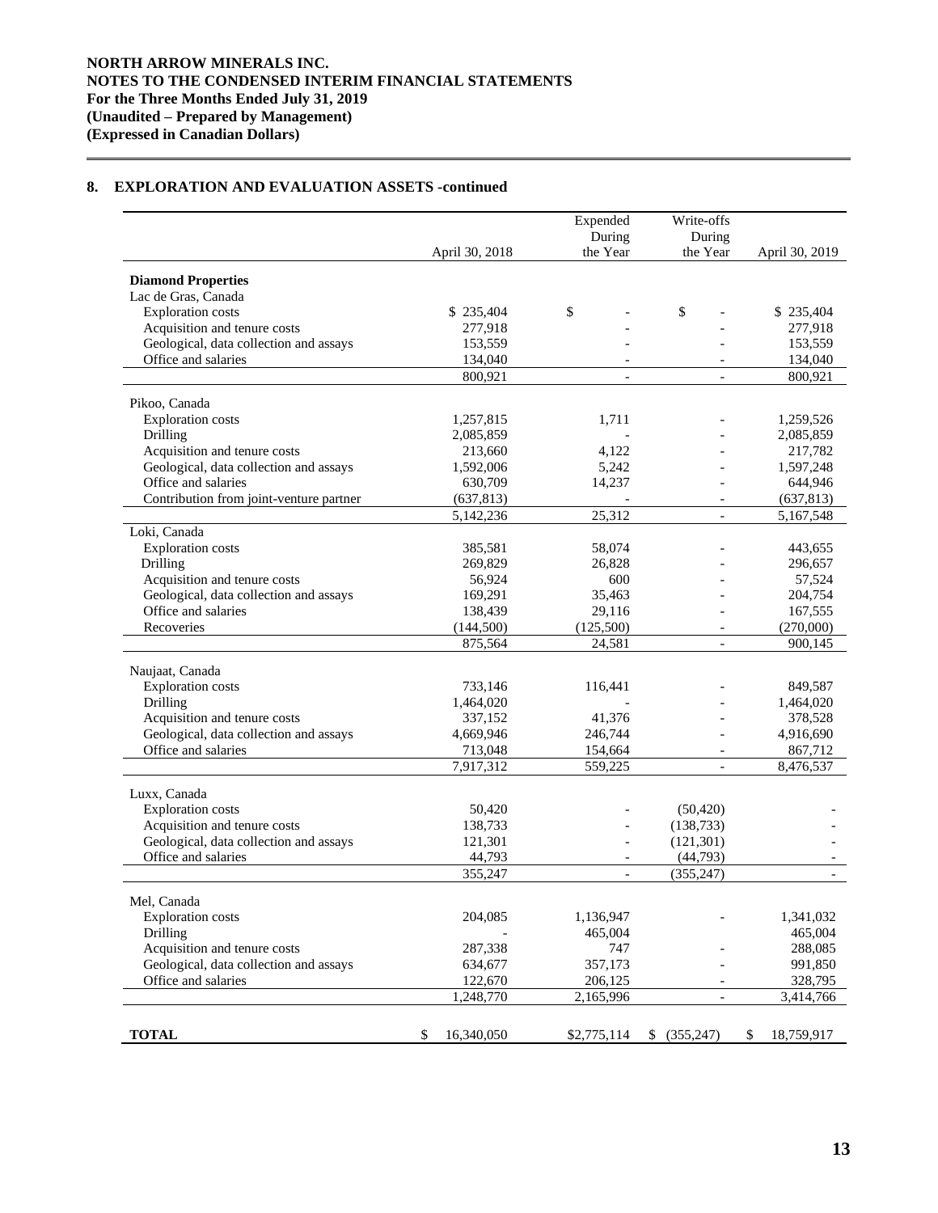## 8. EXPLORATION AND EVALUATION ASSETS -continued

| | April 30, 2018 | Expended During the Year | Write-offs During the Year | April 30, 2019 |
|---|---|---|---|---|
| **Diamond Properties** | | | | |
| Lac de Gras, Canada | | | | |
| Exploration costs | $ 235,404 | $ - | $ - | $ 235,404 |
| Acquisition and tenure costs | 277,918 | - | - | 277,918 |
| Geological, data collection and assays | 153,559 | - | - | 153,559 |
| Office and salaries | 134,040 | - | - | 134,040 |
| | 800,921 | - | - | 800,921 |
| Pikoo, Canada | | | | |
| Exploration costs | 1,257,815 | 1,711 | - | 1,259,526 |
| Drilling | 2,085,859 | - | - | 2,085,859 |
| Acquisition and tenure costs | 213,660 | 4,122 | - | 217,782 |
| Geological, data collection and assays | 1,592,006 | 5,242 | - | 1,597,248 |
| Office and salaries | 630,709 | 14,237 | - | 644,946 |
| Contribution from joint-venture partner | (637,813) | - | - | (637,813) |
| | 5,142,236 | 25,312 | - | 5,167,548 |
| Loki, Canada | | | | |
| Exploration costs | 385,581 | 58,074 | - | 443,655 |
| Drilling | 269,829 | 26,828 | - | 296,657 |
| Acquisition and tenure costs | 56,924 | 600 | - | 57,524 |
| Geological, data collection and assays | 169,291 | 35,463 | - | 204,754 |
| Office and salaries | 138,439 | 29,116 | - | 167,555 |
| Recoveries | (144,500) | (125,500) | - | (270,000) |
| | 875,564 | 24,581 | - | 900,145 |
| Naujaat, Canada | | | | |
| Exploration costs | 733,146 | 116,441 | - | 849,587 |
| Drilling | 1,464,020 | - | - | 1,464,020 |
| Acquisition and tenure costs | 337,152 | 41,376 | - | 378,528 |
| Geological, data collection and assays | 4,669,946 | 246,744 | - | 4,916,690 |
| Office and salaries | 713,048 | 154,664 | - | 867,712 |
| | 7,917,312 | 559,225 | - | 8,476,537 |
| Luxx, Canada | | | | |
| Exploration costs | 50,420 | - | (50,420) | - |
| Acquisition and tenure costs | 138,733 | - | (138,733) | - |
| Geological, data collection and assays | 121,301 | - | (121,301) | - |
| Office and salaries | 44,793 | - | (44,793) | - |
| | 355,247 | - | (355,247) | - |
| Mel, Canada | | | | |
| Exploration costs | 204,085 | 1,136,947 | - | 1,341,032 |
| Drilling | - | 465,004 | | 465,004 |
| Acquisition and tenure costs | 287,338 | 747 | - | 288,085 |
| Geological, data collection and assays | 634,677 | 357,173 | - | 991,850 |
| Office and salaries | 122,670 | 206,125 | - | 328,795 |
| | 1,248,770 | 2,165,996 | - | 3,414,766 |
| **TOTAL** | $ 16,340,050 | $2,775,114 | $ (355,247) | $ 18,759,917 |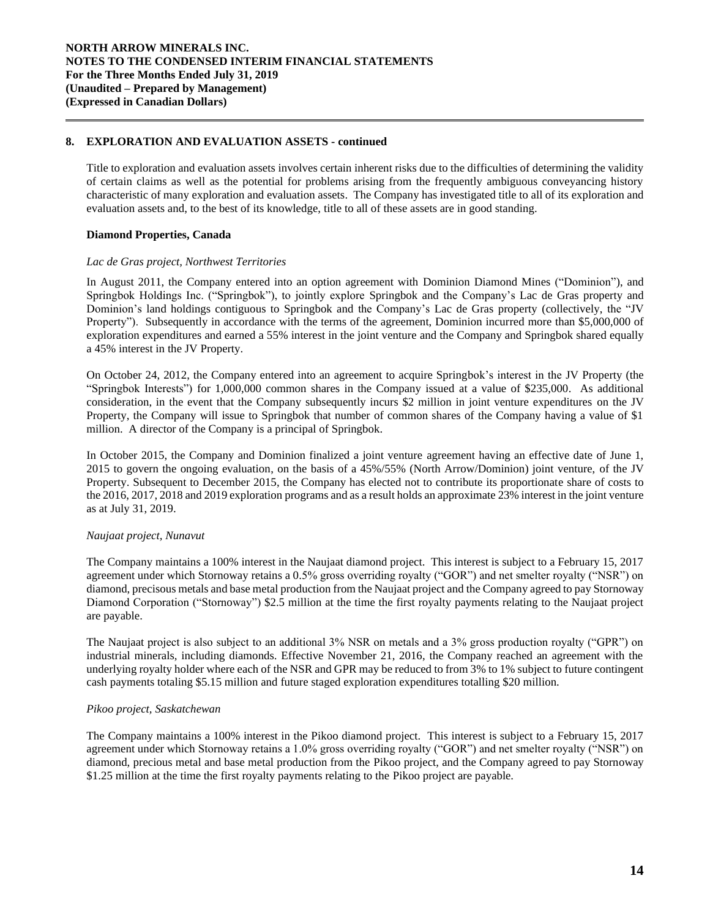## 8. EXPLORATION AND EVALUATION ASSETS - continued

Title to exploration and evaluation assets involves certain inherent risks due to the difficulties of determining the validity of certain claims as well as the potential for problems arising from the frequently ambiguous conveyancing history characteristic of many exploration and evaluation assets. The Company has investigated title to all of its exploration and evaluation assets and, to the best of its knowledge, title to all of these assets are in good standing.

### Diamond Properties, Canada

*Lac de Gras project, Northwest Territories*

In August 2011, the Company entered into an option agreement with Dominion Diamond Mines ("Dominion"), and Springbok Holdings Inc. ("Springbok"), to jointly explore Springbok and the Company's Lac de Gras property and Dominion's land holdings contiguous to Springbok and the Company's Lac de Gras property (collectively, the "JV Property"). Subsequently in accordance with the terms of the agreement, Dominion incurred more than $5,000,000 of exploration expenditures and earned a 55% interest in the joint venture and the Company and Springbok shared equally a 45% interest in the JV Property.

On October 24, 2012, the Company entered into an agreement to acquire Springbok's interest in the JV Property (the "Springbok Interests") for 1,000,000 common shares in the Company issued at a value of $235,000. As additional consideration, in the event that the Company subsequently incurs $2 million in joint venture expenditures on the JV Property, the Company will issue to Springbok that number of common shares of the Company having a value of $1 million. A director of the Company is a principal of Springbok.

In October 2015, the Company and Dominion finalized a joint venture agreement having an effective date of June 1, 2015 to govern the ongoing evaluation, on the basis of a 45%/55% (North Arrow/Dominion) joint venture, of the JV Property. Subsequent to December 2015, the Company has elected not to contribute its proportionate share of costs to the 2016, 2017, 2018 and 2019 exploration programs and as a result holds an approximate 23% interest in the joint venture as at July 31, 2019.

*Naujaat project, Nunavut*

The Company maintains a 100% interest in the Naujaat diamond project. This interest is subject to a February 15, 2017 agreement under which Stornoway retains a 0.5% gross overriding royalty ("GOR") and net smelter royalty ("NSR") on diamond, precisous metals and base metal production from the Naujaat project and the Company agreed to pay Stornoway Diamond Corporation ("Stornoway") $2.5 million at the time the first royalty payments relating to the Naujaat project are payable.

The Naujaat project is also subject to an additional 3% NSR on metals and a 3% gross production royalty ("GPR") on industrial minerals, including diamonds. Effective November 21, 2016, the Company reached an agreement with the underlying royalty holder where each of the NSR and GPR may be reduced to from 3% to 1% subject to future contingent cash payments totaling $5.15 million and future staged exploration expenditures totalling $20 million.

*Pikoo project, Saskatchewan*

The Company maintains a 100% interest in the Pikoo diamond project. This interest is subject to a February 15, 2017 agreement under which Stornoway retains a 1.0% gross overriding royalty ("GOR") and net smelter royalty ("NSR") on diamond, precious metal and base metal production from the Pikoo project, and the Company agreed to pay Stornoway $1.25 million at the time the first royalty payments relating to the Pikoo project are payable.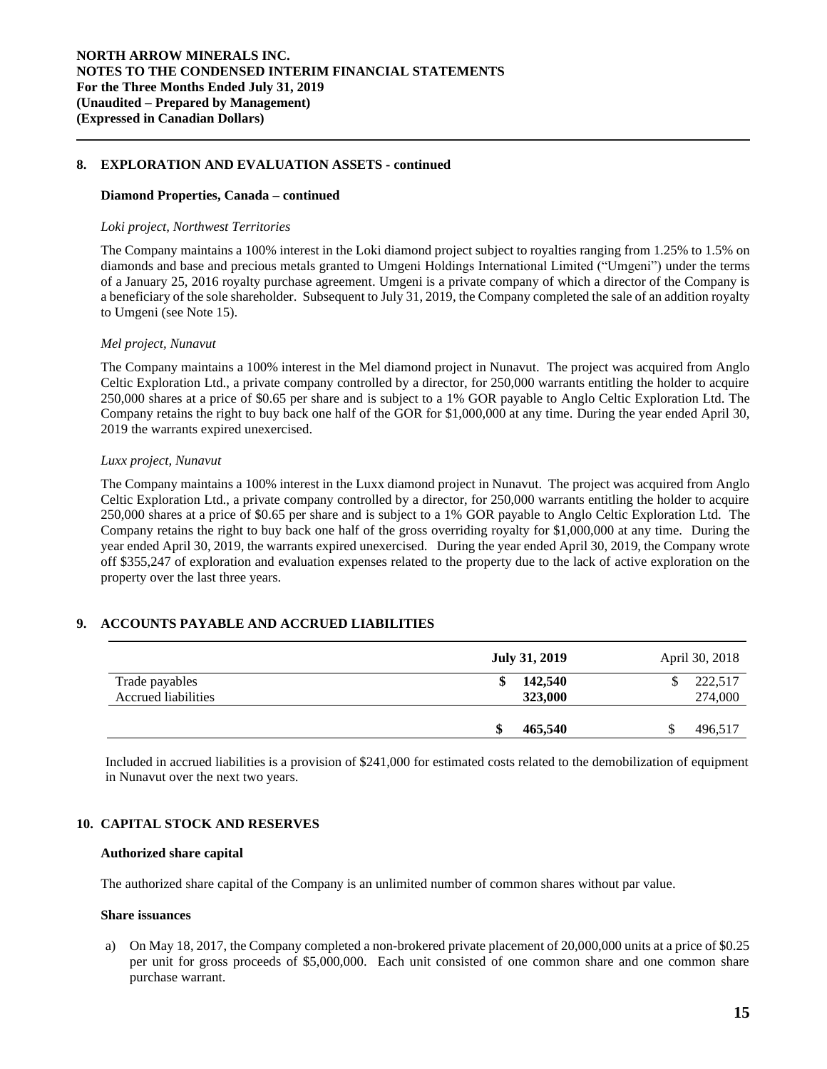## 8. EXPLORATION AND EVALUATION ASSETS - continued

### Diamond Properties, Canada – continued

*Loki project, Northwest Territories*

The Company maintains a 100% interest in the Loki diamond project subject to royalties ranging from 1.25% to 1.5% on diamonds and base and precious metals granted to Umgeni Holdings International Limited ("Umgeni") under the terms of a January 25, 2016 royalty purchase agreement. Umgeni is a private company of which a director of the Company is a beneficiary of the sole shareholder. Subsequent to July 31, 2019, the Company completed the sale of an addition royalty to Umgeni (see Note 15).

*Mel project, Nunavut*

The Company maintains a 100% interest in the Mel diamond project in Nunavut. The project was acquired from Anglo Celtic Exploration Ltd., a private company controlled by a director, for 250,000 warrants entitling the holder to acquire 250,000 shares at a price of $0.65 per share and is subject to a 1% GOR payable to Anglo Celtic Exploration Ltd. The Company retains the right to buy back one half of the GOR for $1,000,000 at any time. During the year ended April 30, 2019 the warrants expired unexercised.

*Luxx project, Nunavut*

The Company maintains a 100% interest in the Luxx diamond project in Nunavut. The project was acquired from Anglo Celtic Exploration Ltd., a private company controlled by a director, for 250,000 warrants entitling the holder to acquire 250,000 shares at a price of $0.65 per share and is subject to a 1% GOR payable to Anglo Celtic Exploration Ltd. The Company retains the right to buy back one half of the gross overriding royalty for $1,000,000 at any time. During the year ended April 30, 2019, the warrants expired unexercised. During the year ended April 30, 2019, the Company wrote off $355,247 of exploration and evaluation expenses related to the property due to the lack of active exploration on the property over the last three years.

## 9. ACCOUNTS PAYABLE AND ACCRUED LIABILITIES

| | **July 31, 2019** | April 30, 2018 |
|---|---|---|
| Trade payables | **$ 142,540** | $ 222,517 |
| Accrued liabilities | **323,000** | 274,000 |
| | **$ 465,540** | $ 496,517 |

Included in accrued liabilities is a provision of $241,000 for estimated costs related to the demobilization of equipment in Nunavut over the next two years.

## 10. CAPITAL STOCK AND RESERVES

### Authorized share capital

The authorized share capital of the Company is an unlimited number of common shares without par value.

### Share issuances

a) On May 18, 2017, the Company completed a non-brokered private placement of 20,000,000 units at a price of $0.25 per unit for gross proceeds of $5,000,000. Each unit consisted of one common share and one common share purchase warrant.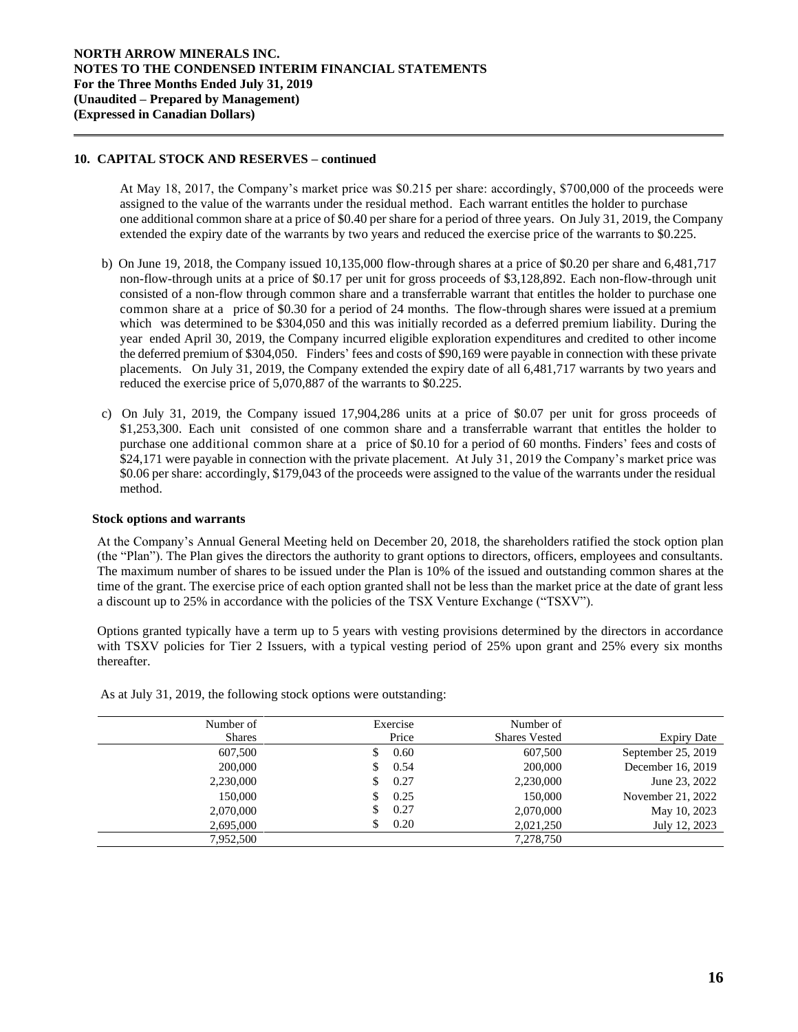## 10. CAPITAL STOCK AND RESERVES – continued

At May 18, 2017, the Company's market price was $0.215 per share: accordingly, $700,000 of the proceeds were assigned to the value of the warrants under the residual method. Each warrant entitles the holder to purchase one additional common share at a price of $0.40 per share for a period of three years. On July 31, 2019, the Company extended the expiry date of the warrants by two years and reduced the exercise price of the warrants to $0.225.

b) On June 19, 2018, the Company issued 10,135,000 flow-through shares at a price of $0.20 per share and 6,481,717 non-flow-through units at a price of $0.17 per unit for gross proceeds of $3,128,892. Each non-flow-through unit consisted of a non-flow through common share and a transferrable warrant that entitles the holder to purchase one common share at a price of $0.30 for a period of 24 months. The flow-through shares were issued at a premium which was determined to be $304,050 and this was initially recorded as a deferred premium liability. During the year ended April 30, 2019, the Company incurred eligible exploration expenditures and credited to other income the deferred premium of $304,050. Finders' fees and costs of $90,169 were payable in connection with these private placements. On July 31, 2019, the Company extended the expiry date of all 6,481,717 warrants by two years and reduced the exercise price of 5,070,887 of the warrants to $0.225.

c) On July 31, 2019, the Company issued 17,904,286 units at a price of $0.07 per unit for gross proceeds of $1,253,300. Each unit consisted of one common share and a transferrable warrant that entitles the holder to purchase one additional common share at a price of $0.10 for a period of 60 months. Finders' fees and costs of $24,171 were payable in connection with the private placement. At July 31, 2019 the Company's market price was $0.06 per share: accordingly, $179,043 of the proceeds were assigned to the value of the warrants under the residual method.

### Stock options and warrants

At the Company's Annual General Meeting held on December 20, 2018, the shareholders ratified the stock option plan (the "Plan"). The Plan gives the directors the authority to grant options to directors, officers, employees and consultants. The maximum number of shares to be issued under the Plan is 10% of the issued and outstanding common shares at the time of the grant. The exercise price of each option granted shall not be less than the market price at the date of grant less a discount up to 25% in accordance with the policies of the TSX Venture Exchange ("TSXV").

Options granted typically have a term up to 5 years with vesting provisions determined by the directors in accordance with TSXV policies for Tier 2 Issuers, with a typical vesting period of 25% upon grant and 25% every six months thereafter.

As at July 31, 2019, the following stock options were outstanding:

| Number of Shares | Exercise Price | Number of Shares Vested | Expiry Date |
|---|---|---|---|
| 607,500 | $ 0.60 | 607,500 | September 25, 2019 |
| 200,000 | $ 0.54 | 200,000 | December 16, 2019 |
| 2,230,000 | $ 0.27 | 2,230,000 | June 23, 2022 |
| 150,000 | $ 0.25 | 150,000 | November 21, 2022 |
| 2,070,000 | $ 0.27 | 2,070,000 | May 10, 2023 |
| 2,695,000 | $ 0.20 | 2,021,250 | July 12, 2023 |
| 7,952,500 | | 7,278,750 | |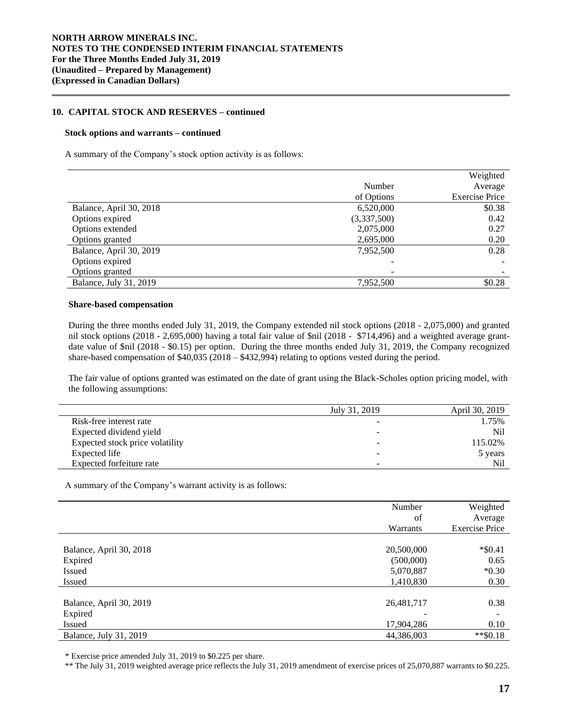## 10. CAPITAL STOCK AND RESERVES – continued

### Stock options and warrants – continued

A summary of the Company's stock option activity is as follows:

| | Number of Options | Weighted Average Exercise Price |
|---|---|---|
| Balance, April 30, 2018 | 6,520,000 | $0.38 |
| Options expired | (3,337,500) | 0.42 |
| Options extended | 2,075,000 | 0.27 |
| Options granted | 2,695,000 | 0.20 |
| Balance, April 30, 2019 | 7,952,500 | 0.28 |
| Options expired | - | - |
| Options granted | - | - |
| Balance, July 31, 2019 | 7,952,500 | $0.28 |

### Share-based compensation

During the three months ended July 31, 2019, the Company extended nil stock options (2018 - 2,075,000) and granted nil stock options (2018 - 2,695,000) having a total fair value of $nil (2018 - $714,496) and a weighted average grant-date value of $nil (2018 - $0.15) per option. During the three months ended July 31, 2019, the Company recognized share-based compensation of $40,035 (2018 – $432,994) relating to options vested during the period.

The fair value of options granted was estimated on the date of grant using the Black-Scholes option pricing model, with the following assumptions:

| | July 31, 2019 | April 30, 2019 |
|---|---|---|
| Risk-free interest rate | - | 1.75% |
| Expected dividend yield | - | Nil |
| Expected stock price volatility | - | 115.02% |
| Expected life | - | 5 years |
| Expected forfeiture rate | - | Nil |

A summary of the Company's warrant activity is as follows:

| | Number of Warrants | Weighted Average Exercise Price |
|---|---|---|
| Balance, April 30, 2018 | 20,500,000 | *$0.41 |
| Expired | (500,000) | 0.65 |
| Issued | 5,070,887 | *0.30 |
| Issued | 1,410,830 | 0.30 |
| Balance, April 30, 2019 | 26,481,717 | 0.38 |
| Expired | - | - |
| Issued | 17,904,286 | 0.10 |
| Balance, July 31, 2019 | 44,386,003 | **$0.18 |

* Exercise price amended July 31, 2019 to $0.225 per share.

** The July 31, 2019 weighted average price reflects the July 31, 2019 amendment of exercise prices of 25,070,887 warrants to $0.225.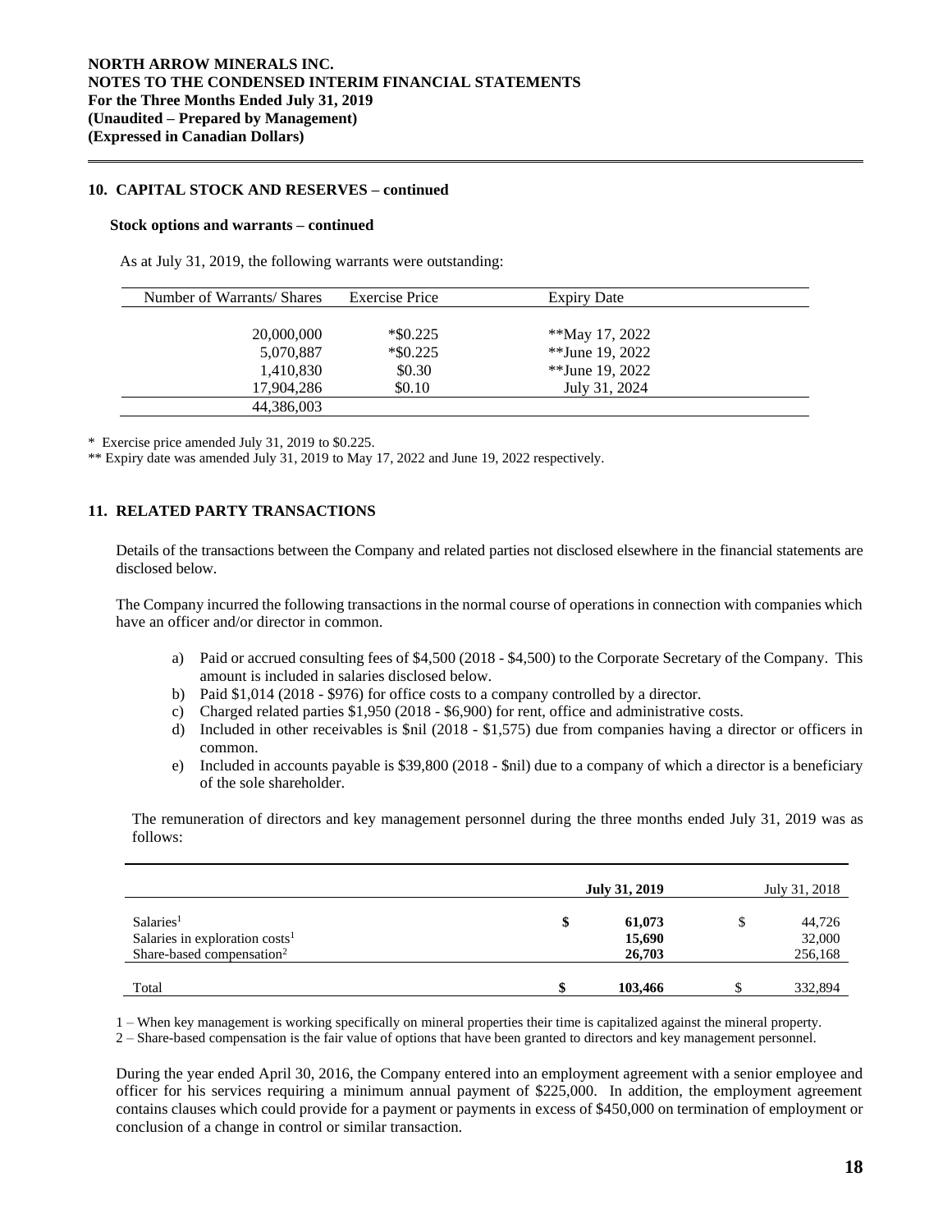## 10. CAPITAL STOCK AND RESERVES – continued

### Stock options and warrants – continued

As at July 31, 2019, the following warrants were outstanding:

| Number of Warrants/ Shares | Exercise Price | Expiry Date |
|---|---|---|
| 20,000,000 | *$0.225 | **May 17, 2022 |
| 5,070,887 | *$0.225 | **June 19, 2022 |
| 1,410,830 | $0.30 | **June 19, 2022 |
| 17,904,286 | $0.10 | July 31, 2024 |
| 44,386,003 | | |

\* Exercise price amended July 31, 2019 to $0.225.

** Expiry date was amended July 31, 2019 to May 17, 2022 and June 19, 2022 respectively.

## 11. RELATED PARTY TRANSACTIONS

Details of the transactions between the Company and related parties not disclosed elsewhere in the financial statements are disclosed below.

The Company incurred the following transactions in the normal course of operations in connection with companies which have an officer and/or director in common.

a) Paid or accrued consulting fees of $4,500 (2018 - $4,500) to the Corporate Secretary of the Company. This amount is included in salaries disclosed below.
b) Paid $1,014 (2018 - $976) for office costs to a company controlled by a director.
c) Charged related parties $1,950 (2018 - $6,900) for rent, office and administrative costs.
d) Included in other receivables is $nil (2018 - $1,575) due from companies having a director or officers in common.
e) Included in accounts payable is $39,800 (2018 - $nil) due to a company of which a director is a beneficiary of the sole shareholder.

The remuneration of directors and key management personnel during the three months ended July 31, 2019 was as follows:

| | | **July 31, 2019** | | July 31, 2018 |
|---|---|---|---|---|
| Salaries[1] | **$** | **61,073** | $ | 44,726 |
| Salaries in exploration costs[1] | | **15,690** | | 32,000 |
| Share-based compensation[2] | | **26,703** | | 256,168 |
| Total | **$** | **103,466** | $ | 332,894 |

1 – When key management is working specifically on mineral properties their time is capitalized against the mineral property.

2 – Share-based compensation is the fair value of options that have been granted to directors and key management personnel.

During the year ended April 30, 2016, the Company entered into an employment agreement with a senior employee and officer for his services requiring a minimum annual payment of $225,000. In addition, the employment agreement contains clauses which could provide for a payment or payments in excess of $450,000 on termination of employment or conclusion of a change in control or similar transaction.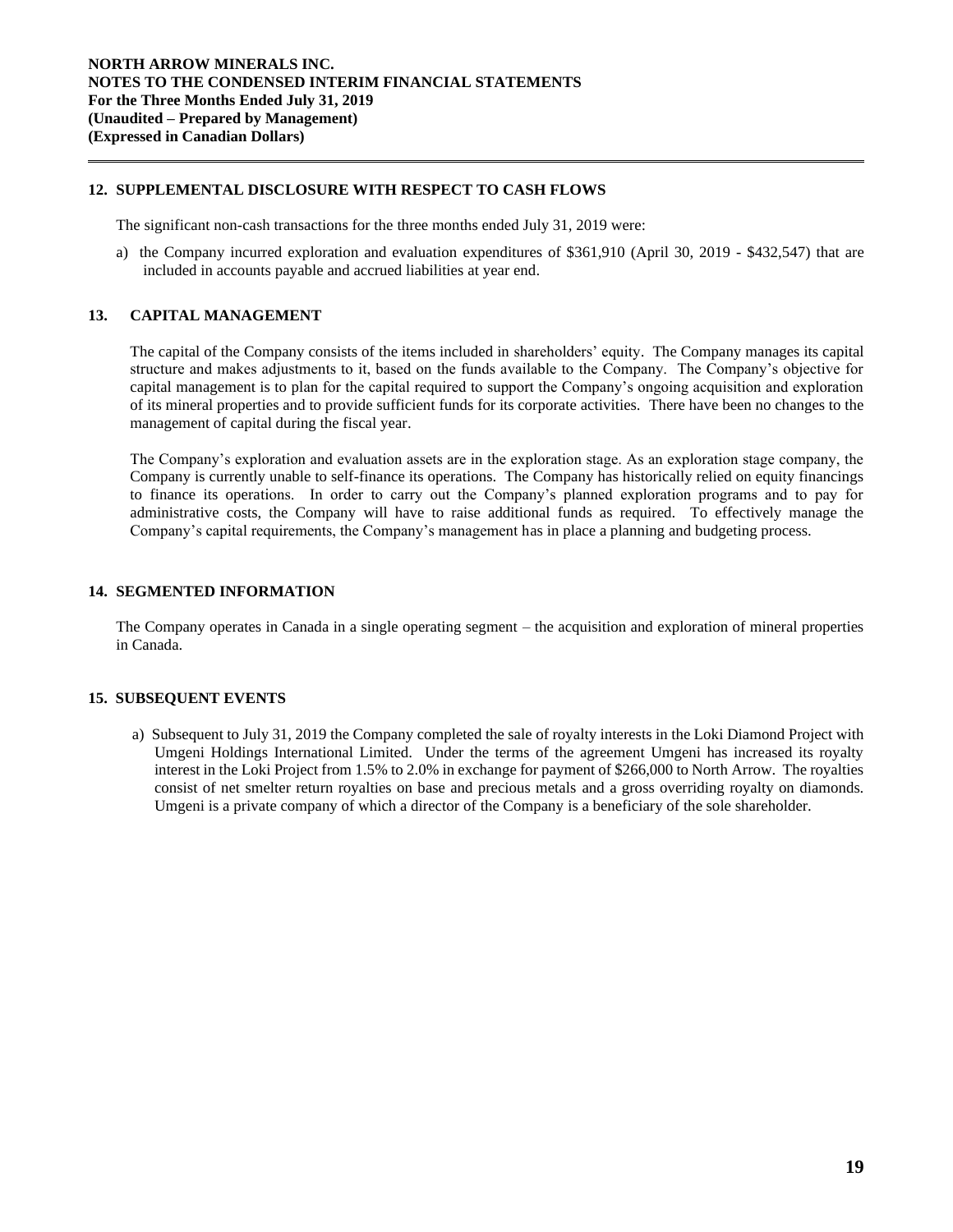## 12. SUPPLEMENTAL DISCLOSURE WITH RESPECT TO CASH FLOWS

The significant non-cash transactions for the three months ended July 31, 2019 were:

a) the Company incurred exploration and evaluation expenditures of $361,910 (April 30, 2019 - $432,547) that are included in accounts payable and accrued liabilities at year end.

## 13. CAPITAL MANAGEMENT

The capital of the Company consists of the items included in shareholders' equity. The Company manages its capital structure and makes adjustments to it, based on the funds available to the Company. The Company's objective for capital management is to plan for the capital required to support the Company's ongoing acquisition and exploration of its mineral properties and to provide sufficient funds for its corporate activities. There have been no changes to the management of capital during the fiscal year.

The Company's exploration and evaluation assets are in the exploration stage. As an exploration stage company, the Company is currently unable to self-finance its operations. The Company has historically relied on equity financings to finance its operations. In order to carry out the Company's planned exploration programs and to pay for administrative costs, the Company will have to raise additional funds as required. To effectively manage the Company's capital requirements, the Company's management has in place a planning and budgeting process.

## 14. SEGMENTED INFORMATION

The Company operates in Canada in a single operating segment – the acquisition and exploration of mineral properties in Canada.

## 15. SUBSEQUENT EVENTS

a) Subsequent to July 31, 2019 the Company completed the sale of royalty interests in the Loki Diamond Project with Umgeni Holdings International Limited. Under the terms of the agreement Umgeni has increased its royalty interest in the Loki Project from 1.5% to 2.0% in exchange for payment of $266,000 to North Arrow. The royalties consist of net smelter return royalties on base and precious metals and a gross overriding royalty on diamonds. Umgeni is a private company of which a director of the Company is a beneficiary of the sole shareholder.